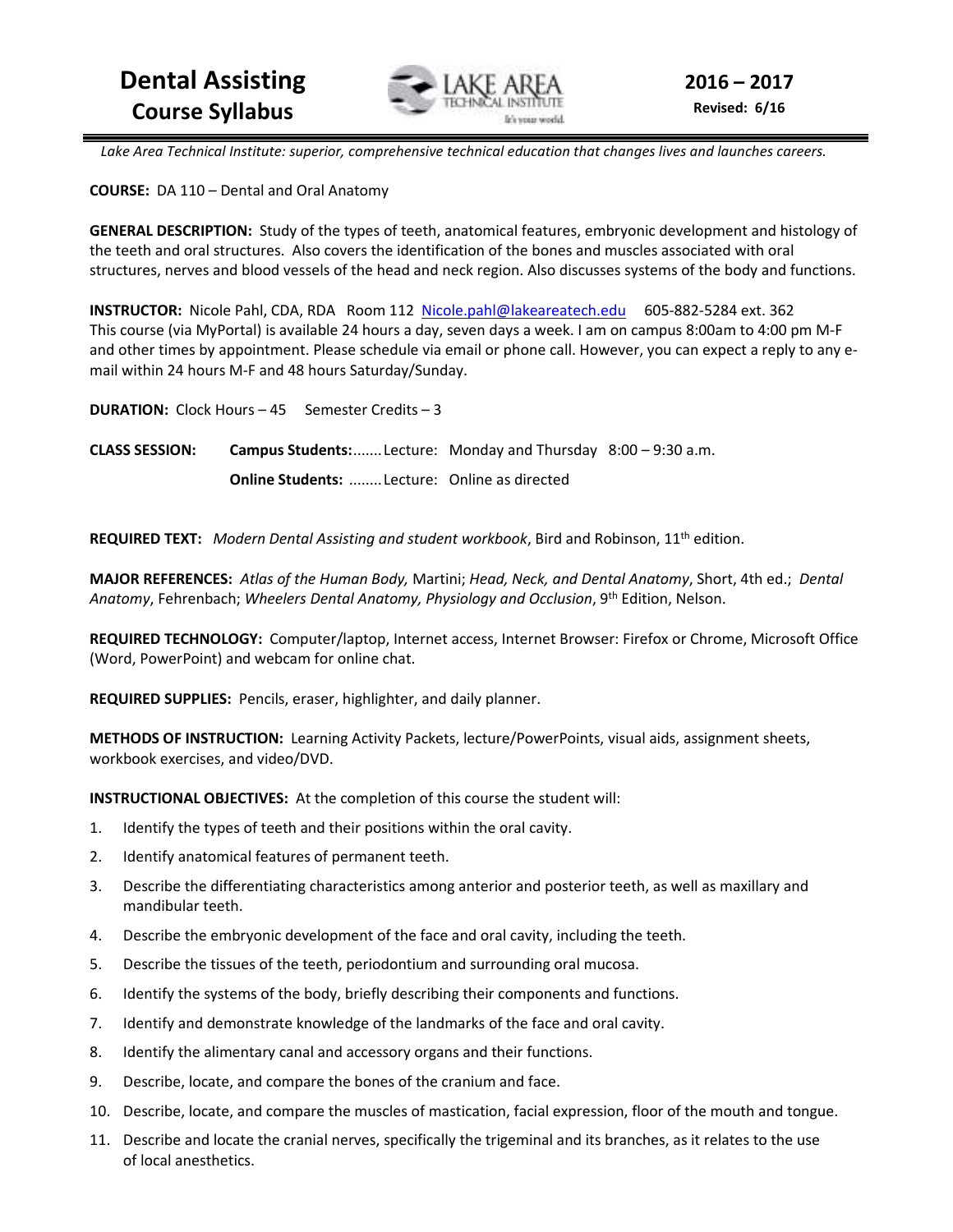# Dental Assisting Course Syllabus

**2016 – 2017**
**Revised: 6/16**

*Lake Area Technical Institute: superior, comprehensive technical education that changes lives and launches careers.*

**COURSE:** DA 110 – Dental and Oral Anatomy

**GENERAL DESCRIPTION:** Study of the types of teeth, anatomical features, embryonic development and histology of the teeth and oral structures. Also covers the identification of the bones and muscles associated with oral structures, nerves and blood vessels of the head and neck region. Also discusses systems of the body and functions.

**INSTRUCTOR:** Nicole Pahl, CDA, RDA Room 112 Nicole.pahl@lakeareatech.edu 605-882-5284 ext. 362
This course (via MyPortal) is available 24 hours a day, seven days a week. I am on campus 8:00am to 4:00 pm M-F and other times by appointment. Please schedule via email or phone call. However, you can expect a reply to any e-mail within 24 hours M-F and 48 hours Saturday/Sunday.

**DURATION:** Clock Hours – 45 Semester Credits – 3

**CLASS SESSION:** **Campus Students:**....... Lecture: Monday and Thursday 8:00 – 9:30 a.m.
**Online Students:** ........ Lecture: Online as directed

**REQUIRED TEXT:** *Modern Dental Assisting and student workbook*, Bird and Robinson, 11th edition.

**MAJOR REFERENCES:** *Atlas of the Human Body,* Martini; *Head, Neck, and Dental Anatomy*, Short, 4th ed.; *Dental Anatomy*, Fehrenbach; *Wheelers Dental Anatomy, Physiology and Occlusion*, 9th Edition, Nelson.

**REQUIRED TECHNOLOGY:** Computer/laptop, Internet access, Internet Browser: Firefox or Chrome, Microsoft Office (Word, PowerPoint) and webcam for online chat.

**REQUIRED SUPPLIES:** Pencils, eraser, highlighter, and daily planner.

**METHODS OF INSTRUCTION:** Learning Activity Packets, lecture/PowerPoints, visual aids, assignment sheets, workbook exercises, and video/DVD.

**INSTRUCTIONAL OBJECTIVES:** At the completion of this course the student will:

1. Identify the types of teeth and their positions within the oral cavity.
2. Identify anatomical features of permanent teeth.
3. Describe the differentiating characteristics among anterior and posterior teeth, as well as maxillary and mandibular teeth.
4. Describe the embryonic development of the face and oral cavity, including the teeth.
5. Describe the tissues of the teeth, periodontium and surrounding oral mucosa.
6. Identify the systems of the body, briefly describing their components and functions.
7. Identify and demonstrate knowledge of the landmarks of the face and oral cavity.
8. Identify the alimentary canal and accessory organs and their functions.
9. Describe, locate, and compare the bones of the cranium and face.
10. Describe, locate, and compare the muscles of mastication, facial expression, floor of the mouth and tongue.
11. Describe and locate the cranial nerves, specifically the trigeminal and its branches, as it relates to the use of local anesthetics.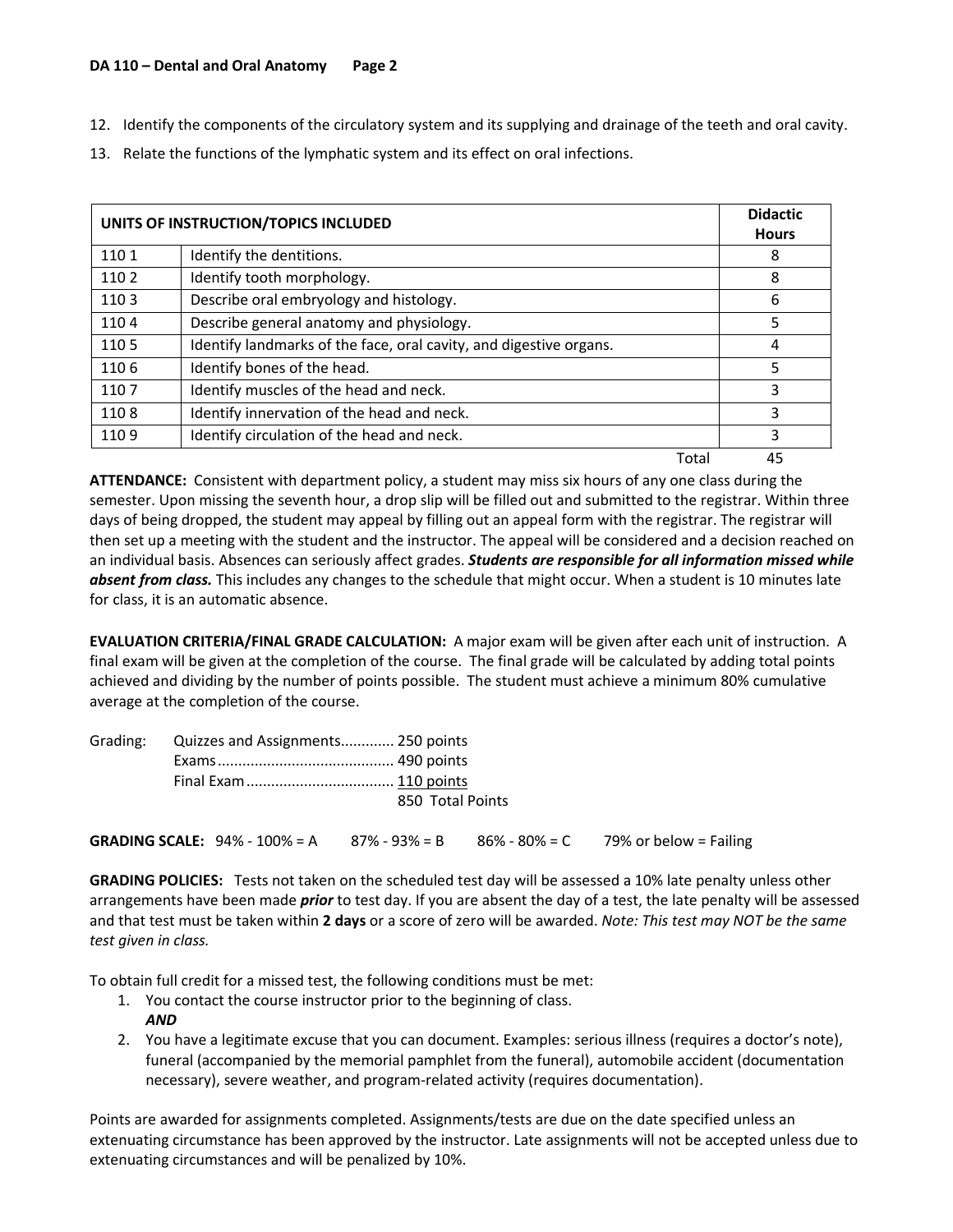12. Identify the components of the circulatory system and its supplying and drainage of the teeth and oral cavity.
13. Relate the functions of the lymphatic system and its effect on oral infections.

| UNITS OF INSTRUCTION/TOPICS INCLUDED | | Didactic Hours |
|---|---|---|
| 110 1 | Identify the dentitions. | 8 |
| 110 2 | Identify tooth morphology. | 8 |
| 110 3 | Describe oral embryology and histology. | 6 |
| 110 4 | Describe general anatomy and physiology. | 5 |
| 110 5 | Identify landmarks of the face, oral cavity, and digestive organs. | 4 |
| 110 6 | Identify bones of the head. | 5 |
| 110 7 | Identify muscles of the head and neck. | 3 |
| 110 8 | Identify innervation of the head and neck. | 3 |
| 110 9 | Identify circulation of the head and neck. | 3 |
| | Total | 45 |

**ATTENDANCE:** Consistent with department policy, a student may miss six hours of any one class during the semester. Upon missing the seventh hour, a drop slip will be filled out and submitted to the registrar. Within three days of being dropped, the student may appeal by filling out an appeal form with the registrar. The registrar will then set up a meeting with the student and the instructor. The appeal will be considered and a decision reached on an individual basis. Absences can seriously affect grades. ***Students are responsible for all information missed while absent from class.*** This includes any changes to the schedule that might occur. When a student is 10 minutes late for class, it is an automatic absence.

**EVALUATION CRITERIA/FINAL GRADE CALCULATION:** A major exam will be given after each unit of instruction. A final exam will be given at the completion of the course. The final grade will be calculated by adding total points achieved and dividing by the number of points possible. The student must achieve a minimum 80% cumulative average at the completion of the course.

Grading:
- Quizzes and Assignments............ 250 points
- Exams.......................................... 490 points
- Final Exam................................... 110 points
- 850 Total Points

**GRADING SCALE:** 94% - 100% = A   87% - 93% = B   86% - 80% = C   79% or below = Failing

**GRADING POLICIES:** Tests not taken on the scheduled test day will be assessed a 10% late penalty unless other arrangements have been made ***prior*** to test day. If you are absent the day of a test, the late penalty will be assessed and that test must be taken within **2 days** or a score of zero will be awarded. *Note: This test may NOT be the same test given in class.*

To obtain full credit for a missed test, the following conditions must be met:

1. You contact the course instructor prior to the beginning of class.
   ***AND***
2. You have a legitimate excuse that you can document. Examples: serious illness (requires a doctor's note), funeral (accompanied by the memorial pamphlet from the funeral), automobile accident (documentation necessary), severe weather, and program-related activity (requires documentation).

Points are awarded for assignments completed. Assignments/tests are due on the date specified unless an extenuating circumstance has been approved by the instructor. Late assignments will not be accepted unless due to extenuating circumstances and will be penalized by 10%.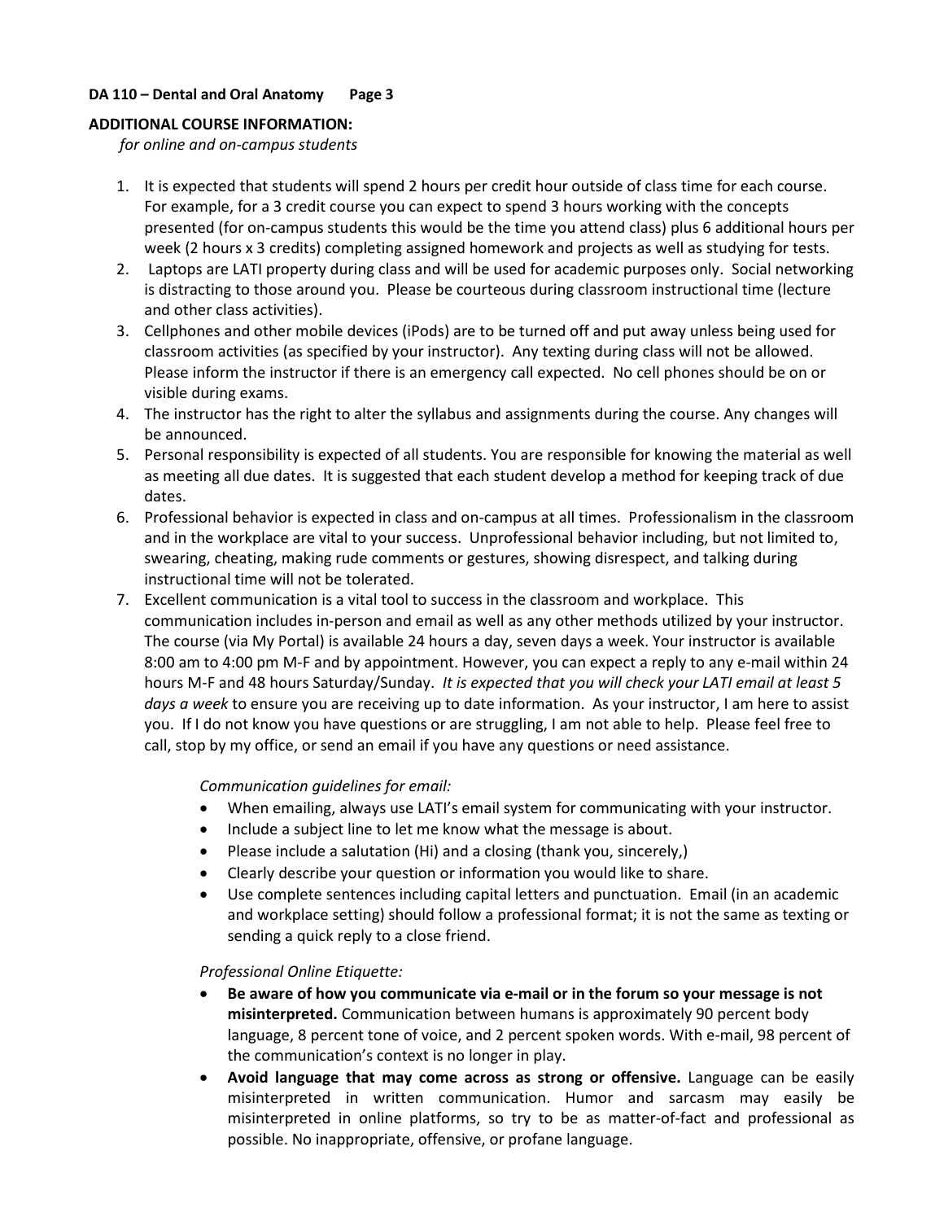**ADDITIONAL COURSE INFORMATION:**

*for online and on-campus students*

1. It is expected that students will spend 2 hours per credit hour outside of class time for each course. For example, for a 3 credit course you can expect to spend 3 hours working with the concepts presented (for on-campus students this would be the time you attend class) plus 6 additional hours per week (2 hours x 3 credits) completing assigned homework and projects as well as studying for tests.
2. Laptops are LATI property during class and will be used for academic purposes only. Social networking is distracting to those around you. Please be courteous during classroom instructional time (lecture and other class activities).
3. Cellphones and other mobile devices (iPods) are to be turned off and put away unless being used for classroom activities (as specified by your instructor). Any texting during class will not be allowed. Please inform the instructor if there is an emergency call expected. No cell phones should be on or visible during exams.
4. The instructor has the right to alter the syllabus and assignments during the course. Any changes will be announced.
5. Personal responsibility is expected of all students. You are responsible for knowing the material as well as meeting all due dates. It is suggested that each student develop a method for keeping track of due dates.
6. Professional behavior is expected in class and on-campus at all times. Professionalism in the classroom and in the workplace are vital to your success. Unprofessional behavior including, but not limited to, swearing, cheating, making rude comments or gestures, showing disrespect, and talking during instructional time will not be tolerated.
7. Excellent communication is a vital tool to success in the classroom and workplace. This communication includes in-person and email as well as any other methods utilized by your instructor. The course (via My Portal) is available 24 hours a day, seven days a week. Your instructor is available 8:00 am to 4:00 pm M-F and by appointment. However, you can expect a reply to any e-mail within 24 hours M-F and 48 hours Saturday/Sunday. *It is expected that you will check your LATI email at least 5 days a week* to ensure you are receiving up to date information. As your instructor, I am here to assist you. If I do not know you have questions or are struggling, I am not able to help. Please feel free to call, stop by my office, or send an email if you have any questions or need assistance.

   *Communication guidelines for email:*

   - When emailing, always use LATI's email system for communicating with your instructor.
   - Include a subject line to let me know what the message is about.
   - Please include a salutation (Hi) and a closing (thank you, sincerely,)
   - Clearly describe your question or information you would like to share.
   - Use complete sentences including capital letters and punctuation. Email (in an academic and workplace setting) should follow a professional format; it is not the same as texting or sending a quick reply to a close friend.

   *Professional Online Etiquette:*

   - **Be aware of how you communicate via e-mail or in the forum so your message is not misinterpreted.** Communication between humans is approximately 90 percent body language, 8 percent tone of voice, and 2 percent spoken words. With e-mail, 98 percent of the communication's context is no longer in play.
   - **Avoid language that may come across as strong or offensive.** Language can be easily misinterpreted in written communication. Humor and sarcasm may easily be misinterpreted in online platforms, so try to be as matter-of-fact and professional as possible. No inappropriate, offensive, or profane language.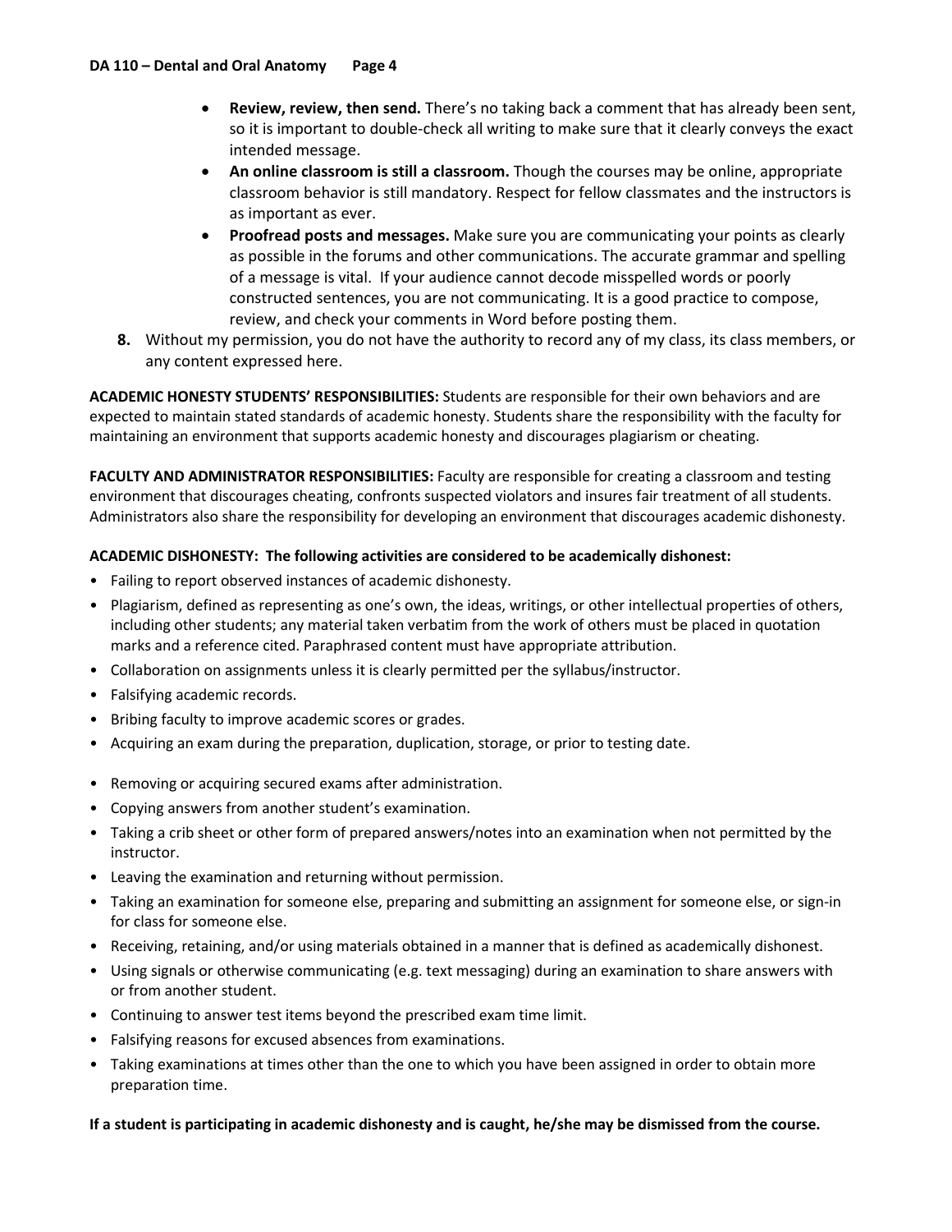- **Review, review, then send.** There's no taking back a comment that has already been sent, so it is important to double-check all writing to make sure that it clearly conveys the exact intended message.
- **An online classroom is still a classroom.** Though the courses may be online, appropriate classroom behavior is still mandatory. Respect for fellow classmates and the instructors is as important as ever.
- **Proofread posts and messages.** Make sure you are communicating your points as clearly as possible in the forums and other communications. The accurate grammar and spelling of a message is vital. If your audience cannot decode misspelled words or poorly constructed sentences, you are not communicating. It is a good practice to compose, review, and check your comments in Word before posting them.

8. Without my permission, you do not have the authority to record any of my class, its class members, or any content expressed here.

**ACADEMIC HONESTY STUDENTS' RESPONSIBILITIES:** Students are responsible for their own behaviors and are expected to maintain stated standards of academic honesty. Students share the responsibility with the faculty for maintaining an environment that supports academic honesty and discourages plagiarism or cheating.

**FACULTY AND ADMINISTRATOR RESPONSIBILITIES:** Faculty are responsible for creating a classroom and testing environment that discourages cheating, confronts suspected violators and insures fair treatment of all students. Administrators also share the responsibility for developing an environment that discourages academic dishonesty.

**ACADEMIC DISHONESTY: The following activities are considered to be academically dishonest:**

- Failing to report observed instances of academic dishonesty.
- Plagiarism, defined as representing as one's own, the ideas, writings, or other intellectual properties of others, including other students; any material taken verbatim from the work of others must be placed in quotation marks and a reference cited. Paraphrased content must have appropriate attribution.
- Collaboration on assignments unless it is clearly permitted per the syllabus/instructor.
- Falsifying academic records.
- Bribing faculty to improve academic scores or grades.
- Acquiring an exam during the preparation, duplication, storage, or prior to testing date.
- Removing or acquiring secured exams after administration.
- Copying answers from another student's examination.
- Taking a crib sheet or other form of prepared answers/notes into an examination when not permitted by the instructor.
- Leaving the examination and returning without permission.
- Taking an examination for someone else, preparing and submitting an assignment for someone else, or sign-in for class for someone else.
- Receiving, retaining, and/or using materials obtained in a manner that is defined as academically dishonest.
- Using signals or otherwise communicating (e.g. text messaging) during an examination to share answers with or from another student.
- Continuing to answer test items beyond the prescribed exam time limit.
- Falsifying reasons for excused absences from examinations.
- Taking examinations at times other than the one to which you have been assigned in order to obtain more preparation time.

**If a student is participating in academic dishonesty and is caught, he/she may be dismissed from the course.**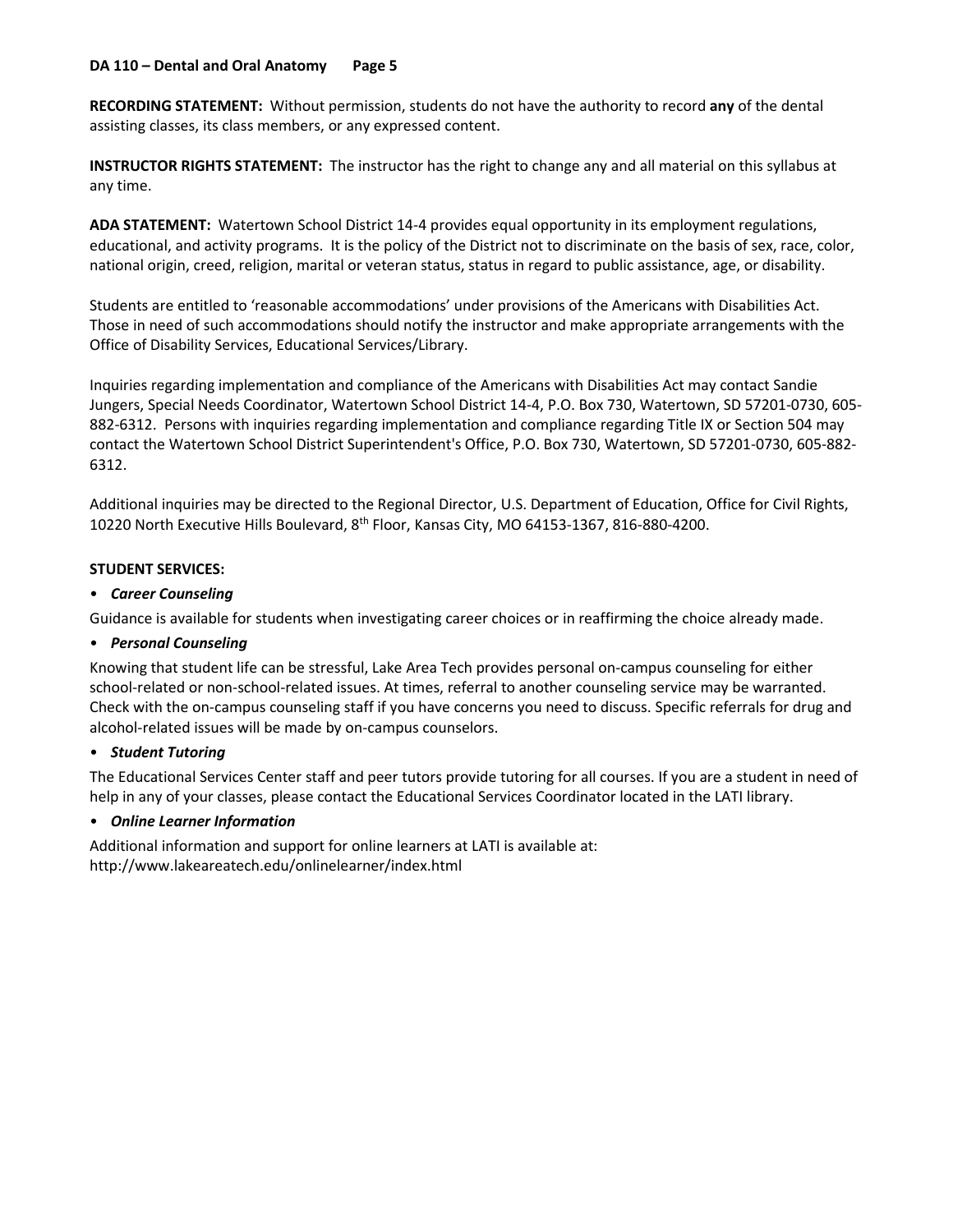**RECORDING STATEMENT:** Without permission, students do not have the authority to record **any** of the dental assisting classes, its class members, or any expressed content.

**INSTRUCTOR RIGHTS STATEMENT:** The instructor has the right to change any and all material on this syllabus at any time.

**ADA STATEMENT:** Watertown School District 14-4 provides equal opportunity in its employment regulations, educational, and activity programs. It is the policy of the District not to discriminate on the basis of sex, race, color, national origin, creed, religion, marital or veteran status, status in regard to public assistance, age, or disability.

Students are entitled to 'reasonable accommodations' under provisions of the Americans with Disabilities Act. Those in need of such accommodations should notify the instructor and make appropriate arrangements with the Office of Disability Services, Educational Services/Library.

Inquiries regarding implementation and compliance of the Americans with Disabilities Act may contact Sandie Jungers, Special Needs Coordinator, Watertown School District 14-4, P.O. Box 730, Watertown, SD 57201-0730, 605-882-6312. Persons with inquiries regarding implementation and compliance regarding Title IX or Section 504 may contact the Watertown School District Superintendent's Office, P.O. Box 730, Watertown, SD 57201-0730, 605-882-6312.

Additional inquiries may be directed to the Regional Director, U.S. Department of Education, Office for Civil Rights, 10220 North Executive Hills Boulevard, 8th Floor, Kansas City, MO 64153-1367, 816-880-4200.

**STUDENT SERVICES:**

- ***Career Counseling***

Guidance is available for students when investigating career choices or in reaffirming the choice already made.

- ***Personal Counseling***

Knowing that student life can be stressful, Lake Area Tech provides personal on-campus counseling for either school-related or non-school-related issues. At times, referral to another counseling service may be warranted. Check with the on-campus counseling staff if you have concerns you need to discuss. Specific referrals for drug and alcohol-related issues will be made by on-campus counselors.

- ***Student Tutoring***

The Educational Services Center staff and peer tutors provide tutoring for all courses. If you are a student in need of help in any of your classes, please contact the Educational Services Coordinator located in the LATI library.

- ***Online Learner Information***

Additional information and support for online learners at LATI is available at:
http://www.lakeareatech.edu/onlinelearner/index.html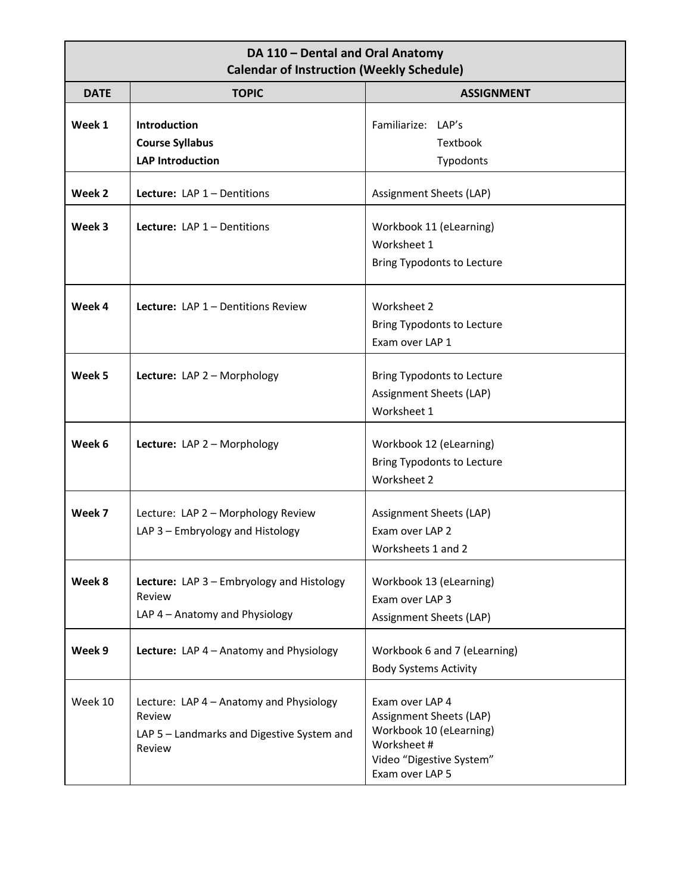| DA 110 – Dental and Oral Anatomy<br>Calendar of Instruction (Weekly Schedule) | | |
|---|---|---|
| **DATE** | **TOPIC** | **ASSIGNMENT** |
| **Week 1** | **Introduction**<br>**Course Syllabus**<br>**LAP Introduction** | Familiarize: LAP's<br>Textbook<br>Typodonts |
| **Week 2** | **Lecture:** LAP 1 – Dentitions | Assignment Sheets (LAP) |
| **Week 3** | **Lecture:** LAP 1 – Dentitions | Workbook 11 (eLearning)<br>Worksheet 1<br>Bring Typodonts to Lecture |
| **Week 4** | **Lecture:** LAP 1 – Dentitions Review | Worksheet 2<br>Bring Typodonts to Lecture<br>Exam over LAP 1 |
| **Week 5** | **Lecture:** LAP 2 – Morphology | Bring Typodonts to Lecture<br>Assignment Sheets (LAP)<br>Worksheet 1 |
| **Week 6** | **Lecture:** LAP 2 – Morphology | Workbook 12 (eLearning)<br>Bring Typodonts to Lecture<br>Worksheet 2 |
| **Week 7** | Lecture: LAP 2 – Morphology Review<br>LAP 3 – Embryology and Histology | Assignment Sheets (LAP)<br>Exam over LAP 2<br>Worksheets 1 and 2 |
| **Week 8** | **Lecture:** LAP 3 – Embryology and Histology Review<br>LAP 4 – Anatomy and Physiology | Workbook 13 (eLearning)<br>Exam over LAP 3<br>Assignment Sheets (LAP) |
| **Week 9** | **Lecture:** LAP 4 – Anatomy and Physiology | Workbook 6 and 7 (eLearning)<br>Body Systems Activity |
| Week 10 | Lecture: LAP 4 – Anatomy and Physiology Review<br>LAP 5 – Landmarks and Digestive System and Review | Exam over LAP 4<br>Assignment Sheets (LAP)<br>Workbook 10 (eLearning)<br>Worksheet #<br>Video "Digestive System"<br>Exam over LAP 5 |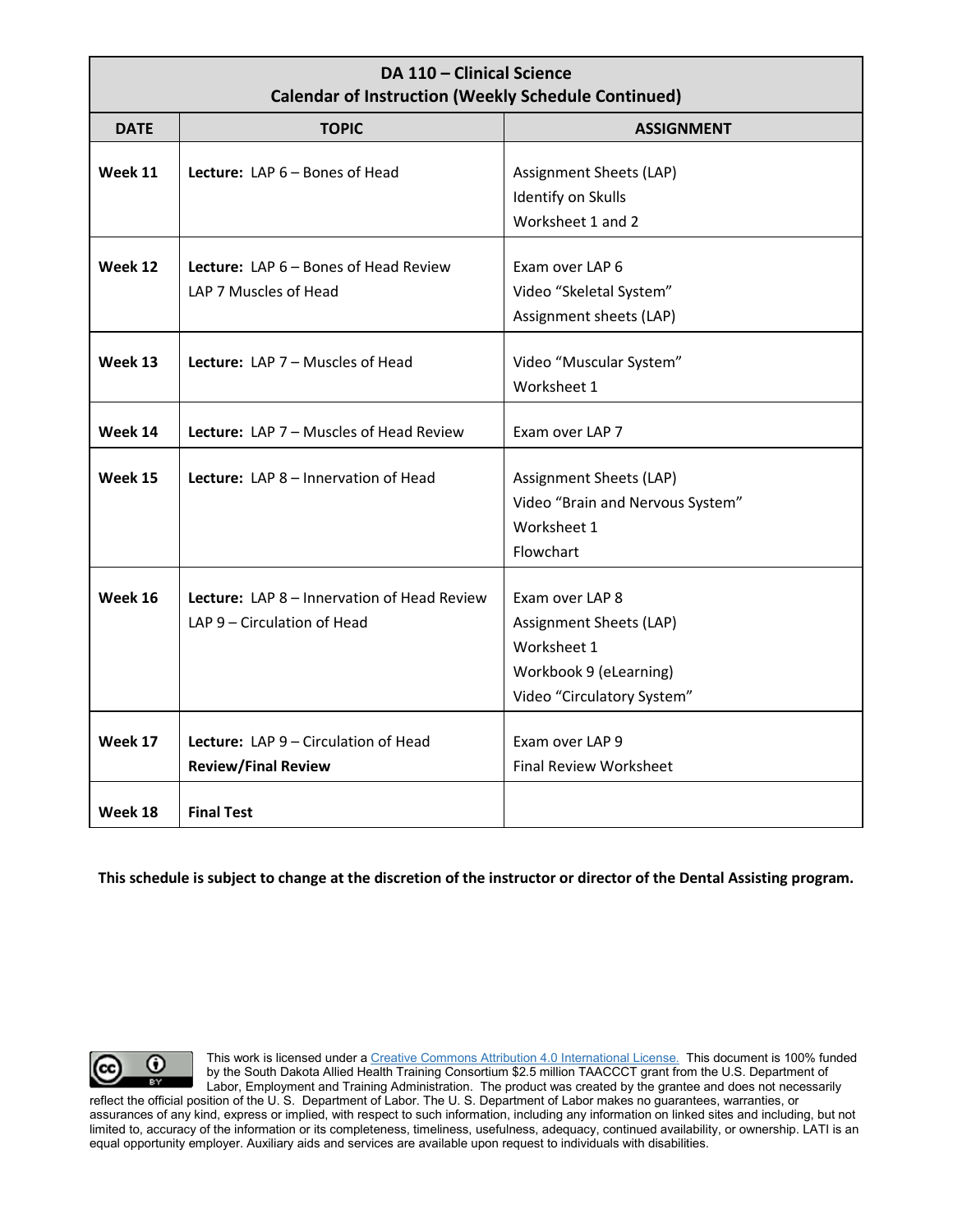| DA 110 – Clinical Science<br>Calendar of Instruction (Weekly Schedule Continued) | | |
|---|---|---|
| **DATE** | **TOPIC** | **ASSIGNMENT** |
| **Week 11** | **Lecture:** LAP 6 – Bones of Head | Assignment Sheets (LAP)<br>Identify on Skulls<br>Worksheet 1 and 2 |
| **Week 12** | **Lecture:** LAP 6 – Bones of Head Review<br>LAP 7 Muscles of Head | Exam over LAP 6<br>Video "Skeletal System"<br>Assignment sheets (LAP) |
| **Week 13** | **Lecture:** LAP 7 – Muscles of Head | Video "Muscular System"<br>Worksheet 1 |
| **Week 14** | **Lecture:** LAP 7 – Muscles of Head Review | Exam over LAP 7 |
| **Week 15** | **Lecture:** LAP 8 – Innervation of Head | Assignment Sheets (LAP)<br>Video "Brain and Nervous System"<br>Worksheet 1<br>Flowchart |
| **Week 16** | **Lecture:** LAP 8 – Innervation of Head Review<br>LAP 9 – Circulation of Head | Exam over LAP 8<br>Assignment Sheets (LAP)<br>Worksheet 1<br>Workbook 9 (eLearning)<br>Video "Circulatory System" |
| **Week 17** | **Lecture:** LAP 9 – Circulation of Head<br>**Review/Final Review** | Exam over LAP 9<br>Final Review Worksheet |
| **Week 18** | **Final Test** | |

**This schedule is subject to change at the discretion of the instructor or director of the Dental Assisting program.**

This work is licensed under a Creative Commons Attribution 4.0 International License. This document is 100% funded by the South Dakota Allied Health Training Consortium $2.5 million TAACCCT grant from the U.S. Department of Labor, Employment and Training Administration. The product was created by the grantee and does not necessarily reflect the official position of the U. S. Department of Labor. The U. S. Department of Labor makes no guarantees, warranties, or assurances of any kind, express or implied, with respect to such information, including any information on linked sites and including, but not limited to, accuracy of the information or its completeness, timeliness, usefulness, adequacy, continued availability, or ownership. LATI is an equal opportunity employer. Auxiliary aids and services are available upon request to individuals with disabilities.